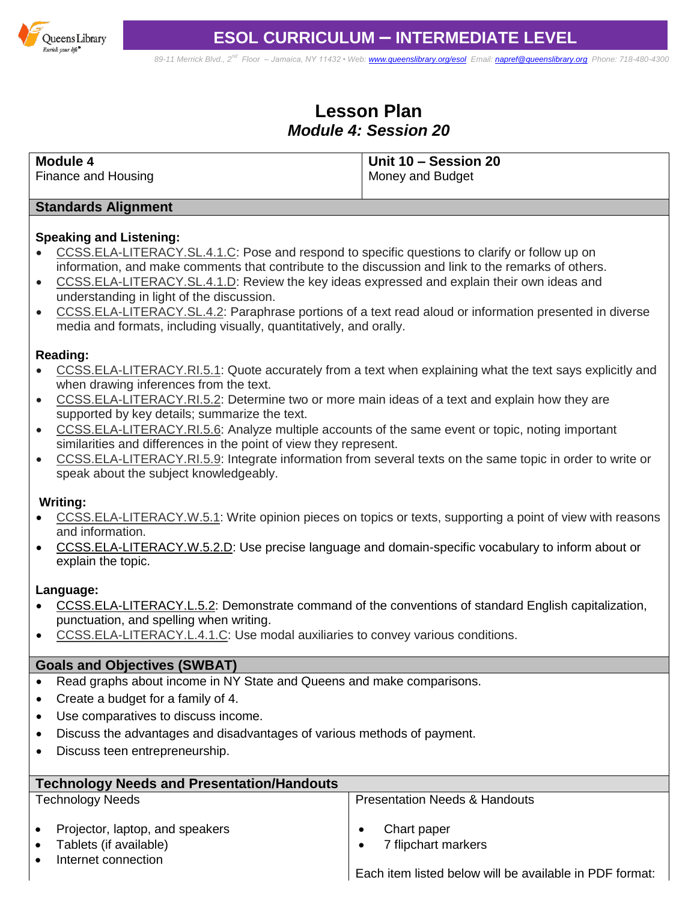# ESOL CURRICULUM – INTERMEDIATE LEVEL

*89-11 Merrick Blvd., 2nd Floor – Jamaica, NY 11432 • Web: www.queenslibrary.org/esol Email: napref@queenslibrary.org Phone: 718-480-4300*

# Lesson Plan
## *Module 4: Session 20*

| **Module 4**<br>Finance and Housing | **Unit 10 – Session 20**<br>Money and Budget |
|---|---|

## Standards Alignment

**Speaking and Listening:**

- CCSS.ELA-LITERACY.SL.4.1.C: Pose and respond to specific questions to clarify or follow up on information, and make comments that contribute to the discussion and link to the remarks of others.
- CCSS.ELA-LITERACY.SL.4.1.D: Review the key ideas expressed and explain their own ideas and understanding in light of the discussion.
- CCSS.ELA-LITERACY.SL.4.2: Paraphrase portions of a text read aloud or information presented in diverse media and formats, including visually, quantitatively, and orally.

**Reading:**

- CCSS.ELA-LITERACY.RI.5.1: Quote accurately from a text when explaining what the text says explicitly and when drawing inferences from the text.
- CCSS.ELA-LITERACY.RI.5.2: Determine two or more main ideas of a text and explain how they are supported by key details; summarize the text.
- CCSS.ELA-LITERACY.RI.5.6: Analyze multiple accounts of the same event or topic, noting important similarities and differences in the point of view they represent.
- CCSS.ELA-LITERACY.RI.5.9: Integrate information from several texts on the same topic in order to write or speak about the subject knowledgeably.

**Writing:**

- CCSS.ELA-LITERACY.W.5.1: Write opinion pieces on topics or texts, supporting a point of view with reasons and information.
- CCSS.ELA-LITERACY.W.5.2.D: Use precise language and domain-specific vocabulary to inform about or explain the topic.

**Language:**

- CCSS.ELA-LITERACY.L.5.2: Demonstrate command of the conventions of standard English capitalization, punctuation, and spelling when writing.
- CCSS.ELA-LITERACY.L.4.1.C: Use modal auxiliaries to convey various conditions.

## Goals and Objectives (SWBAT)

- Read graphs about income in NY State and Queens and make comparisons.
- Create a budget for a family of 4.
- Use comparatives to discuss income.
- Discuss the advantages and disadvantages of various methods of payment.
- Discuss teen entrepreneurship.

## Technology Needs and Presentation/Handouts

| Technology Needs | Presentation Needs & Handouts |
|---|---|
| • Projector, laptop, and speakers<br>• Tablets (if available)<br>• Internet connection | • Chart paper<br>• 7 flipchart markers<br><br>Each item listed below will be available in PDF format: |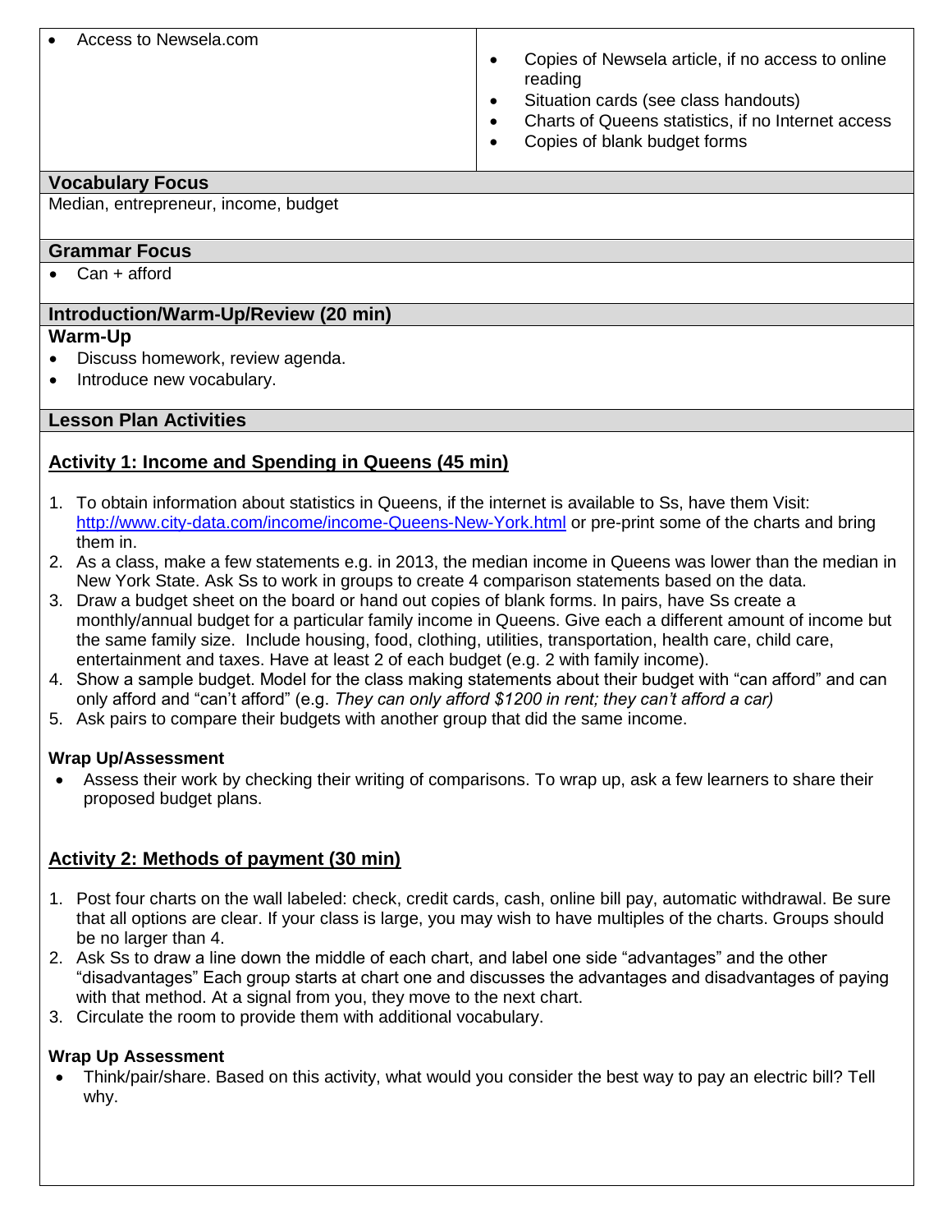| | |
|---|---|
| • Access to Newsela.com | • Copies of Newsela article, if no access to online reading<br>• Situation cards (see class handouts)<br>• Charts of Queens statistics, if no Internet access<br>• Copies of blank budget forms |

## Vocabulary Focus

Median, entrepreneur, income, budget

## Grammar Focus

- Can + afford

## Introduction/Warm-Up/Review (20 min)

### Warm-Up

- Discuss homework, review agenda.
- Introduce new vocabulary.

## Lesson Plan Activities

### Activity 1: Income and Spending in Queens (45 min)

1. To obtain information about statistics in Queens, if the internet is available to Ss, have them Visit: http://www.city-data.com/income/income-Queens-New-York.html or pre-print some of the charts and bring them in.
2. As a class, make a few statements e.g. in 2013, the median income in Queens was lower than the median in New York State. Ask Ss to work in groups to create 4 comparison statements based on the data.
3. Draw a budget sheet on the board or hand out copies of blank forms. In pairs, have Ss create a monthly/annual budget for a particular family income in Queens. Give each a different amount of income but the same family size. Include housing, food, clothing, utilities, transportation, health care, child care, entertainment and taxes. Have at least 2 of each budget (e.g. 2 with family income).
4. Show a sample budget. Model for the class making statements about their budget with "can afford" and can only afford and "can't afford" (e.g. *They can only afford $1200 in rent; they can't afford a car)*
5. Ask pairs to compare their budgets with another group that did the same income.

**Wrap Up/Assessment**

- Assess their work by checking their writing of comparisons. To wrap up, ask a few learners to share their proposed budget plans.

### Activity 2: Methods of payment (30 min)

1. Post four charts on the wall labeled: check, credit cards, cash, online bill pay, automatic withdrawal. Be sure that all options are clear. If your class is large, you may wish to have multiples of the charts. Groups should be no larger than 4.
2. Ask Ss to draw a line down the middle of each chart, and label one side "advantages" and the other "disadvantages" Each group starts at chart one and discusses the advantages and disadvantages of paying with that method. At a signal from you, they move to the next chart.
3. Circulate the room to provide them with additional vocabulary.

**Wrap Up Assessment**

- Think/pair/share. Based on this activity, what would you consider the best way to pay an electric bill? Tell why.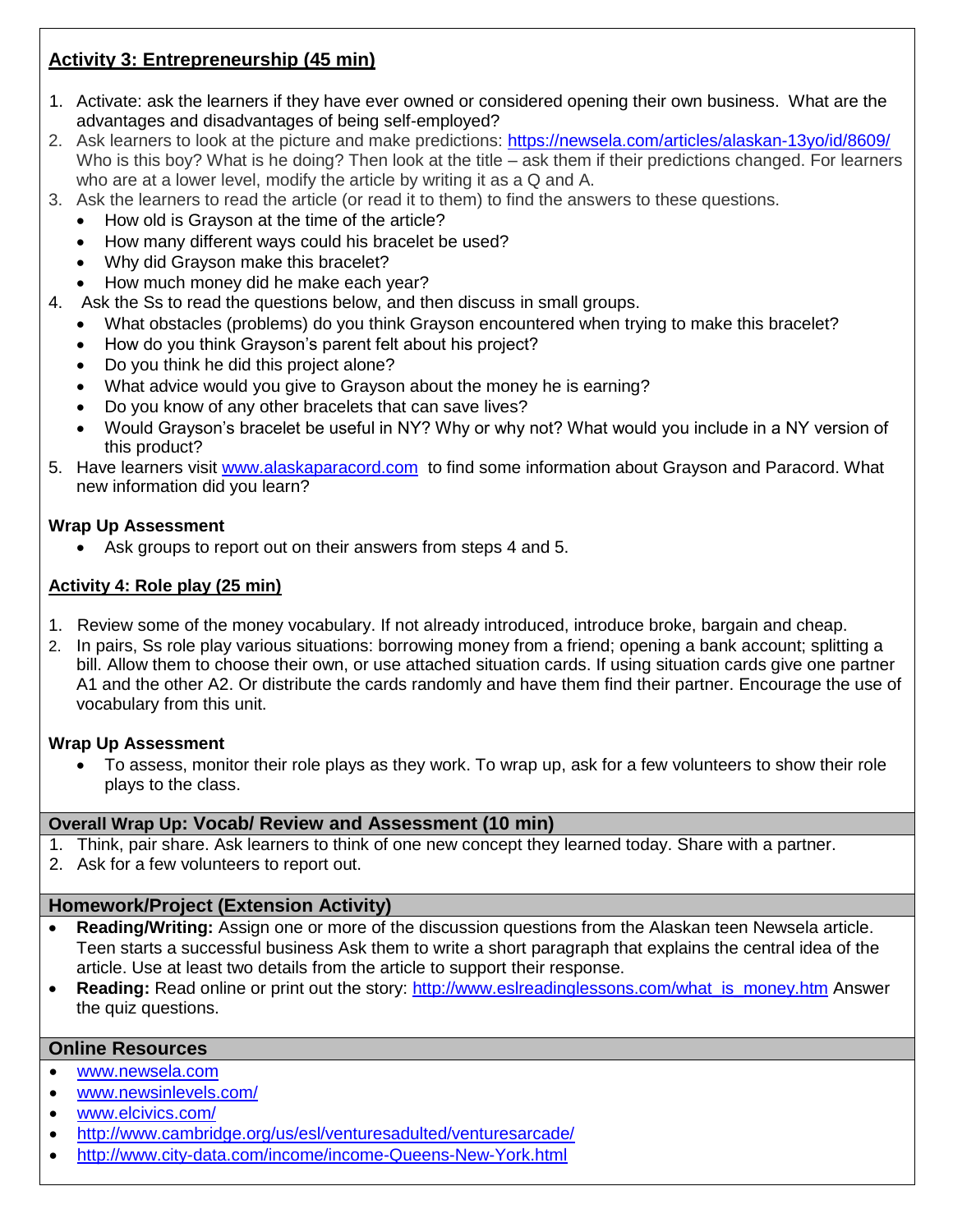## Activity 3: Entrepreneurship (45 min)

1. Activate: ask the learners if they have ever owned or considered opening their own business. What are the advantages and disadvantages of being self-employed?
2. Ask learners to look at the picture and make predictions: https://newsela.com/articles/alaskan-13yo/id/8609/ Who is this boy? What is he doing? Then look at the title – ask them if their predictions changed. For learners who are at a lower level, modify the article by writing it as a Q and A.
3. Ask the learners to read the article (or read it to them) to find the answers to these questions.
   - How old is Grayson at the time of the article?
   - How many different ways could his bracelet be used?
   - Why did Grayson make this bracelet?
   - How much money did he make each year?
4. Ask the Ss to read the questions below, and then discuss in small groups.
   - What obstacles (problems) do you think Grayson encountered when trying to make this bracelet?
   - How do you think Grayson's parent felt about his project?
   - Do you think he did this project alone?
   - What advice would you give to Grayson about the money he is earning?
   - Do you know of any other bracelets that can save lives?
   - Would Grayson's bracelet be useful in NY? Why or why not? What would you include in a NY version of this product?
5. Have learners visit www.alaskaparacord.com to find some information about Grayson and Paracord. What new information did you learn?

**Wrap Up Assessment**

- Ask groups to report out on their answers from steps 4 and 5.

## Activity 4: Role play (25 min)

1. Review some of the money vocabulary. If not already introduced, introduce broke, bargain and cheap.
2. In pairs, Ss role play various situations: borrowing money from a friend; opening a bank account; splitting a bill. Allow them to choose their own, or use attached situation cards. If using situation cards give one partner A1 and the other A2. Or distribute the cards randomly and have them find their partner. Encourage the use of vocabulary from this unit.

**Wrap Up Assessment**

- To assess, monitor their role plays as they work. To wrap up, ask for a few volunteers to show their role plays to the class.

### Overall Wrap Up: Vocab/ Review and Assessment (10 min)

1. Think, pair share. Ask learners to think of one new concept they learned today. Share with a partner.
2. Ask for a few volunteers to report out.

### Homework/Project (Extension Activity)

- **Reading/Writing:** Assign one or more of the discussion questions from the Alaskan teen Newsela article. Teen starts a successful business Ask them to write a short paragraph that explains the central idea of the article. Use at least two details from the article to support their response.
- **Reading:** Read online or print out the story: http://www.eslreadinglessons.com/what_is_money.htm Answer the quiz questions.

### Online Resources

- www.newsela.com
- www.newsinlevels.com/
- www.elcivics.com/
- http://www.cambridge.org/us/esl/venturesadulted/venturesarcade/
- http://www.city-data.com/income/income-Queens-New-York.html